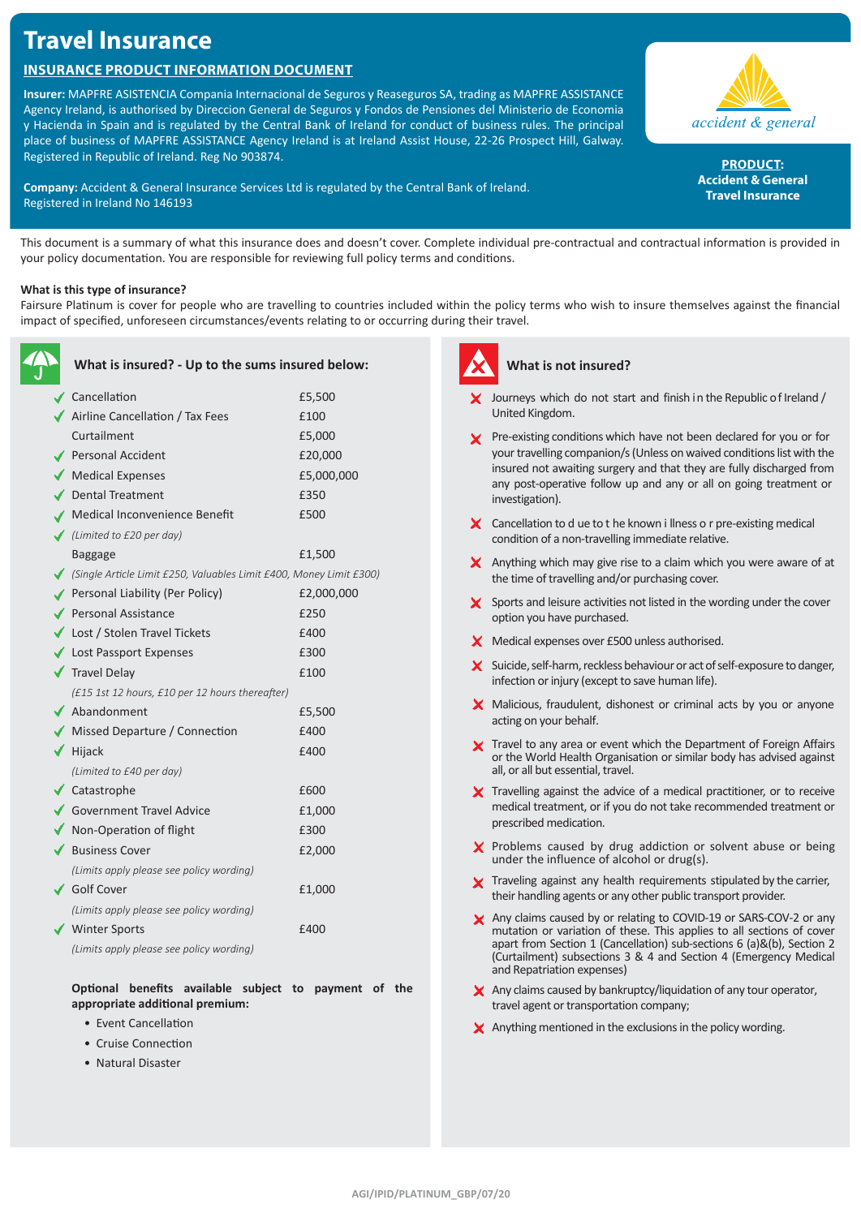# Travel Insurance

## INSURANCE PRODUCT INFORMATION DOCUMENT

**Insurer:** MAPFRE ASISTENCIA Compania Internacional de Seguros y Reaseguros SA, trading as MAPFRE ASSISTANCE Agency Ireland, is authorised by Direccion General de Seguros y Fondos de Pensiones del Ministerio de Economia y Hacienda in Spain and is regulated by the Central Bank of Ireland for conduct of business rules. The principal place of business of MAPFRE ASSISTANCE Agency Ireland is at Ireland Assist House, 22-26 Prospect Hill, Galway. Registered in Republic of Ireland. Reg No 903874.

**Company:** Accident & General Insurance Services Ltd is regulated by the Central Bank of Ireland. Registered in Ireland No 146193

accident & general

**PRODUCT: Accident & General Travel Insurance**

This document is a summary of what this insurance does and doesn't cover. Complete individual pre-contractual and contractual information is provided in your policy documentation. You are responsible for reviewing full policy terms and conditions.

**What is this type of insurance?**
Fairsure Platinum is cover for people who are travelling to countries included within the policy terms who wish to insure themselves against the financial impact of specified, unforeseen circumstances/events relating to or occurring during their travel.

### What is insured? - Up to the sums insured below:

| | |
|---|---|
| ✓ Cancellation | £5,500 |
| ✓ Airline Cancellation / Tax Fees | £100 |
| Curtailment | £5,000 |
| ✓ Personal Accident | £20,000 |
| ✓ Medical Expenses | £5,000,000 |
| ✓ Dental Treatment | £350 |
| ✓ Medical Inconvenience Benefit | £500 |
| ✓ *(Limited to £20 per day)* | |
| Baggage | £1,500 |
| ✓ *(Single Article Limit £250, Valuables Limit £400, Money Limit £300)* | |
| ✓ Personal Liability (Per Policy) | £2,000,000 |
| ✓ Personal Assistance | £250 |
| ✓ Lost / Stolen Travel Tickets | £400 |
| ✓ Lost Passport Expenses | £300 |
| ✓ Travel Delay | £100 |
| *(£15 1st 12 hours, £10 per 12 hours thereafter)* | |
| ✓ Abandonment | £5,500 |
| ✓ Missed Departure / Connection | £400 |
| ✓ Hijack | £400 |
| *(Limited to £40 per day)* | |
| ✓ Catastrophe | £600 |
| ✓ Government Travel Advice | £1,000 |
| ✓ Non-Operation of flight | £300 |
| ✓ Business Cover | £2,000 |
| *(Limits apply please see policy wording)* | |
| ✓ Golf Cover | £1,000 |
| *(Limits apply please see policy wording)* | |
| ✓ Winter Sports | £400 |
| *(Limits apply please see policy wording)* | |

**Optional benefits available subject to payment of the appropriate additional premium:**

- Event Cancellation
- Cruise Connection
- Natural Disaster

### What is not insured?

- ✗ Journeys which do not start and finish in the Republic of Ireland / United Kingdom.
- ✗ Pre-existing conditions which have not been declared for you or for your travelling companion/s (Unless on waived conditions list with the insured not awaiting surgery and that they are fully discharged from any post-operative follow up and any or all on going treatment or investigation).
- ✗ Cancellation to due to the known illness or pre-existing medical condition of a non-travelling immediate relative.
- ✗ Anything which may give rise to a claim which you were aware of at the time of travelling and/or purchasing cover.
- ✗ Sports and leisure activities not listed in the wording under the cover option you have purchased.
- ✗ Medical expenses over £500 unless authorised.
- ✗ Suicide, self-harm, reckless behaviour or act of self-exposure to danger, infection or injury (except to save human life).
- ✗ Malicious, fraudulent, dishonest or criminal acts by you or anyone acting on your behalf.
- ✗ Travel to any area or event which the Department of Foreign Affairs or the World Health Organisation or similar body has advised against all, or all but essential, travel.
- ✗ Travelling against the advice of a medical practitioner, or to receive medical treatment, or if you do not take recommended treatment or prescribed medication.
- ✗ Problems caused by drug addiction or solvent abuse or being under the influence of alcohol or drug(s).
- ✗ Traveling against any health requirements stipulated by the carrier, their handling agents or any other public transport provider.
- ✗ Any claims caused by or relating to COVID-19 or SARS-COV-2 or any mutation or variation of these. This applies to all sections of cover apart from Section 1 (Cancellation) sub-sections 6 (a)&(b), Section 2 (Curtailment) subsections 3 & 4 and Section 4 (Emergency Medical and Repatriation expenses)
- ✗ Any claims caused by bankruptcy/liquidation of any tour operator, travel agent or transportation company;
- ✗ Anything mentioned in the exclusions in the policy wording.

AGI/IPID/PLATINUM_GBP/07/20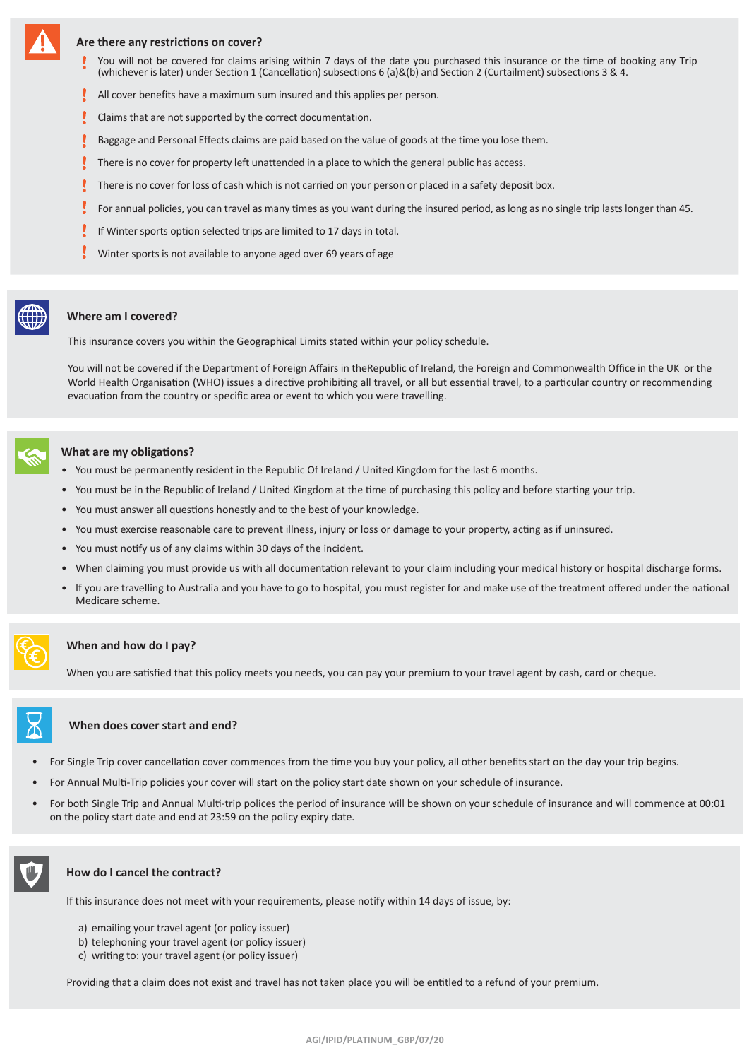## Are there any restrictions on cover?

- You will not be covered for claims arising within 7 days of the date you purchased this insurance or the time of booking any Trip (whichever is later) under Section 1 (Cancellation) subsections 6 (a)&(b) and Section 2 (Curtailment) subsections 3 & 4.
- All cover benefits have a maximum sum insured and this applies per person.
- Claims that are not supported by the correct documentation.
- Baggage and Personal Effects claims are paid based on the value of goods at the time you lose them.
- There is no cover for property left unattended in a place to which the general public has access.
- There is no cover for loss of cash which is not carried on your person or placed in a safety deposit box.
- For annual policies, you can travel as many times as you want during the insured period, as long as no single trip lasts longer than 45.
- If Winter sports option selected trips are limited to 17 days in total.
- Winter sports is not available to anyone aged over 69 years of age

## Where am I covered?

This insurance covers you within the Geographical Limits stated within your policy schedule.

You will not be covered if the Department of Foreign Affairs in theRepublic of Ireland, the Foreign and Commonwealth Office in the UK or the World Health Organisation (WHO) issues a directive prohibiting all travel, or all but essential travel, to a particular country or recommending evacuation from the country or specific area or event to which you were travelling.

## What are my obligations?

- You must be permanently resident in the Republic Of Ireland / United Kingdom for the last 6 months.
- You must be in the Republic of Ireland / United Kingdom at the time of purchasing this policy and before starting your trip.
- You must answer all questions honestly and to the best of your knowledge.
- You must exercise reasonable care to prevent illness, injury or loss or damage to your property, acting as if uninsured.
- You must notify us of any claims within 30 days of the incident.
- When claiming you must provide us with all documentation relevant to your claim including your medical history or hospital discharge forms.
- If you are travelling to Australia and you have to go to hospital, you must register for and make use of the treatment offered under the national Medicare scheme.

## When and how do I pay?

When you are satisfied that this policy meets you needs, you can pay your premium to your travel agent by cash, card or cheque.

## When does cover start and end?

- For Single Trip cover cancellation cover commences from the time you buy your policy, all other benefits start on the day your trip begins.
- For Annual Multi-Trip policies your cover will start on the policy start date shown on your schedule of insurance.
- For both Single Trip and Annual Multi-trip polices the period of insurance will be shown on your schedule of insurance and will commence at 00:01 on the policy start date and end at 23:59 on the policy expiry date.

## How do I cancel the contract?

If this insurance does not meet with your requirements, please notify within 14 days of issue, by:

a) emailing your travel agent (or policy issuer)
b) telephoning your travel agent (or policy issuer)
c) writing to: your travel agent (or policy issuer)

Providing that a claim does not exist and travel has not taken place you will be entitled to a refund of your premium.

AGI/IPID/PLATINUM_GBP/07/20